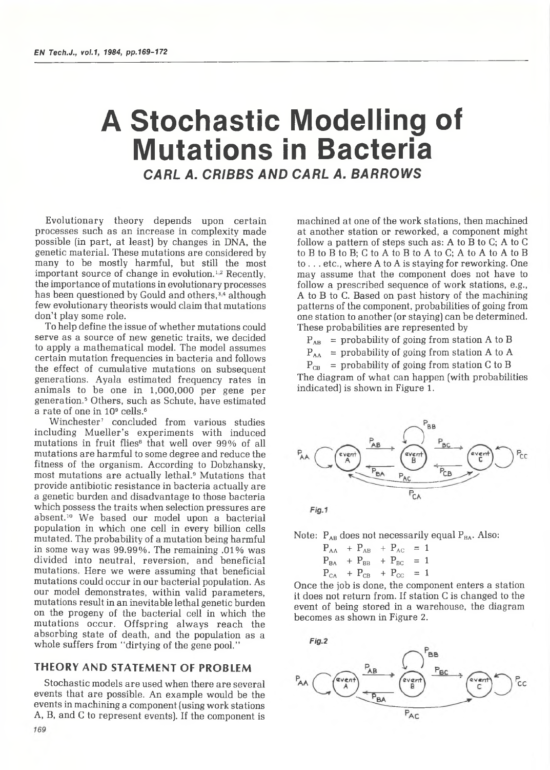# A Stochastic Modelling of Mutations in Bacteria

**CARL A. CRIBBS AND CARL A. BARROWS**

Evolutionary theory depends upon certain processes such as an increase in complexity made possible (in part, at least) by changes in DNA, the genetic material. These mutations are considered by many to be mostly harmful, but still the most important source of change in evolution.[1,2] Recently, the importance of mutations in evolutionary processes has been questioned by Gould and others,[3,4] although few evolutionary theorists would claim that mutations don't play some role.

To help define the issue of whether mutations could serve as a source of new genetic traits, we decided to apply a mathematical model. The model assumes certain mutation frequencies in bacteria and follows the effect of cumulative mutations on subsequent generations. Ayala estimated frequency rates in animals to be one in 1,000,000 per gene per generation.[5] Others, such as Schute, have estimated a rate of one in $10^9$ cells.[6]

Winchester[7] concluded from various studies including Mueller's experiments with induced mutations in fruit flies[8] that well over 99% of all mutations are harmful to some degree and reduce the fitness of the organism. According to Dobzhansky, most mutations are actually lethal.[9] Mutations that provide antibiotic resistance in bacteria actually are a genetic burden and disadvantage to those bacteria which possess the traits when selection pressures are absent.[10] We based our model upon a bacterial population in which one cell in every billion cells mutated. The probability of a mutation being harmful in some way was 99.99%. The remaining .01% was divided into neutral, reversion, and beneficial mutations. Here we were assuming that beneficial mutations could occur in our bacterial population. As our model demonstrates, within valid parameters, mutations result in an inevitable lethal genetic burden on the progeny of the bacterial cell in which the mutations occur. Offspring always reach the absorbing state of death, and the population as a whole suffers from "dirtying of the gene pool."

## THEORY AND STATEMENT OF PROBLEM

Stochastic models are used when there are several events that are possible. An example would be the events in machining a component (using work stations A, B, and C to represent events). If the component is machined at one of the work stations, then machined at another station or reworked, a component might follow a pattern of steps such as: A to B to C; A to C to B to B to B; C to A to B to A to C; A to A to A to B to . . . etc., where A to A is staying for reworking. One may assume that the component does not have to follow a prescribed sequence of work stations, e.g., A to B to C. Based on past history of the machining patterns of the component, probabilities of going from one station to another (or staying) can be determined. These probabilities are represented by

$P_{AB}$ = probability of going from station A to B

$P_{AA}$ = probability of going from station A to A

$P_{CB}$ = probability of going from station C to B

The diagram of what can happen (with probabilities indicated) is shown in Figure 1.

*Fig.1*

Note: $P_{AB}$ does not necessarily equal $P_{BA}$. Also:

$$P_{AA} + P_{AB} + P_{AC} = 1$$
$$P_{BA} + P_{BB} + P_{BC} = 1$$
$$P_{CA} + P_{CB} + P_{CC} = 1$$

Once the job is done, the component enters a station it does not return from. If station C is changed to the event of being stored in a warehouse, the diagram becomes as shown in Figure 2.

*Fig.2*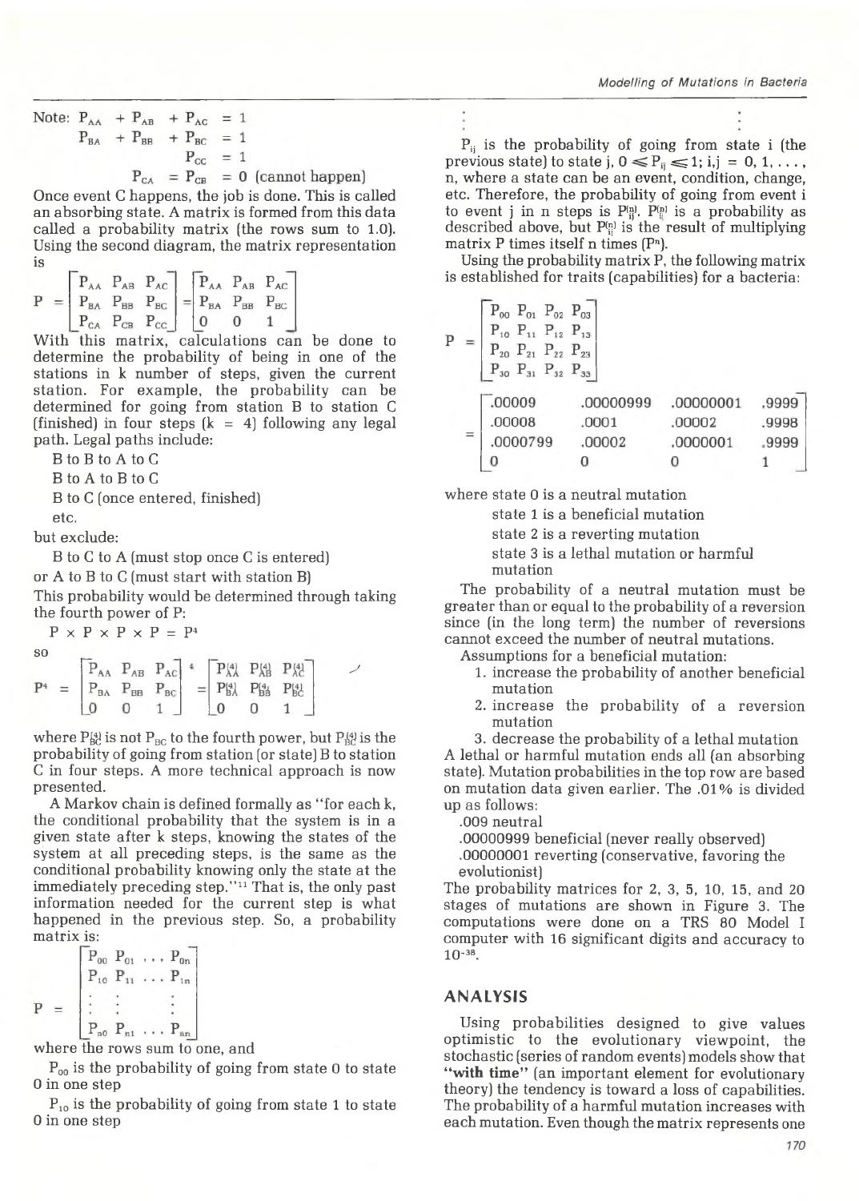Note: $P_{AA} + P_{AB} + P_{AC} = 1$

$P_{BA} + P_{BB} + P_{BC} = 1$

$P_{CC} = 1$

$P_{CA} = P_{CB} = 0$ (cannot happen)

Once event C happens, the job is done. This is called an absorbing state. A matrix is formed from this data called a probability matrix (the rows sum to 1.0). Using the second diagram, the matrix representation is

$$P = \begin{bmatrix} P_{AA} & P_{AB} & P_{AC} \\ P_{BA} & P_{BB} & P_{BC} \\ P_{CA} & P_{CB} & P_{CC} \end{bmatrix} = \begin{bmatrix} P_{AA} & P_{AB} & P_{AC} \\ P_{BA} & P_{BB} & P_{BC} \\ 0 & 0 & 1 \end{bmatrix}$$

With this matrix, calculations can be done to determine the probability of being in one of the stations in k number of steps, given the current station. For example, the probability can be determined for going from station B to station C (finished) in four steps (k = 4) following any legal path. Legal paths include:

B to B to A to C

B to A to B to C

B to C (once entered, finished)

etc.

but exclude:

B to C to A (must stop once C is entered)

or A to B to C (must start with station B)

This probability would be determined through taking the fourth power of P:

$$P \times P \times P \times P = P^4$$

so

$$P^4 = \begin{bmatrix} P_{AA} & P_{AB} & P_{AC} \\ P_{BA} & P_{BB} & P_{BC} \\ 0 & 0 & 1 \end{bmatrix}^4 = \begin{bmatrix} P^{(4)}_{AA} & P^{(4)}_{AB} & P^{(4)}_{AC} \\ P^{(4)}_{BA} & P^{(4)}_{BB} & P^{(4)}_{BC} \\ 0 & 0 & 1 \end{bmatrix}$$

where $P^{(4)}_{BC}$ is not $P_{BC}$ to the fourth power, but $P^{(4)}_{BC}$ is the probability of going from station (or state) B to station C in four steps. A more technical approach is now presented.

A Markov chain is defined formally as "for each k, the conditional probability that the system is in a given state after k steps, knowing the states of the system at all preceding steps, is the same as the conditional probability knowing only the state at the immediately preceding step."[11] That is, the only past information needed for the current step is what happened in the previous step. So, a probability matrix is:

$$P = \begin{bmatrix} P_{00} & P_{01} & \cdots & P_{0n} \\ P_{10} & P_{11} & \cdots & P_{1n} \\ \vdots & \vdots & & \vdots \\ P_{n0} & P_{n1} & \cdots & P_{nn} \end{bmatrix}$$

where the rows sum to one, and

$P_{00}$ is the probability of going from state 0 to state 0 in one step

$P_{10}$ is the probability of going from state 1 to state 0 in one step

$\vdots$

$P_{ij}$ is the probability of going from state i (the previous state) to state j, $0 \leq P_{ij} \leq 1$; $i,j = 0, 1, \ldots, n$, where a state can be an event, condition, change, etc. Therefore, the probability of going from event i to event j in n steps is $P^{(n)}_{ij}$. $P^{(n)}_{ij}$ is a probability as described above, but $P^{(n)}_{ij}$ is the result of multiplying matrix P times itself n times ($P^n$).

Using the probability matrix P, the following matrix is established for traits (capabilities) for a bacteria:

$$P = \begin{bmatrix} P_{00} & P_{01} & P_{02} & P_{03} \\ P_{10} & P_{11} & P_{12} & P_{13} \\ P_{20} & P_{21} & P_{22} & P_{23} \\ P_{30} & P_{31} & P_{32} & P_{33} \end{bmatrix} = \begin{bmatrix} .00009 & .00000999 & .00000001 & .9999 \\ .00008 & .0001 & .00002 & .9998 \\ .0000799 & .00002 & .0000001 & .9999 \\ 0 & 0 & 0 & 1 \end{bmatrix}$$

where state 0 is a neutral mutation

state 1 is a beneficial mutation

state 2 is a reverting mutation

state 3 is a lethal mutation or harmful mutation

The probability of a neutral mutation must be greater than or equal to the probability of a reversion since (in the long term) the number of reversions cannot exceed the number of neutral mutations.

Assumptions for a beneficial mutation:

1. increase the probability of another beneficial mutation
2. increase the probability of a reversion mutation
3. decrease the probability of a lethal mutation

A lethal or harmful mutation ends all (an absorbing state). Mutation probabilities in the top row are based on mutation data given earlier. The .01% is divided up as follows:

.009 neutral

.00000999 beneficial (never really observed)

.00000001 reverting (conservative, favoring the evolutionist)

The probability matrices for 2, 3, 5, 10, 15, and 20 stages of mutations are shown in Figure 3. The computations were done on a TRS 80 Model I computer with 16 significant digits and accuracy to $10^{-38}$.

## ANALYSIS

Using probabilities designed to give values optimistic to the evolutionary viewpoint, the stochastic (series of random events) models show that **"with time"** (an important element for evolutionary theory) the tendency is toward a loss of capabilities. The probability of a harmful mutation increases with each mutation. Even though the matrix represents one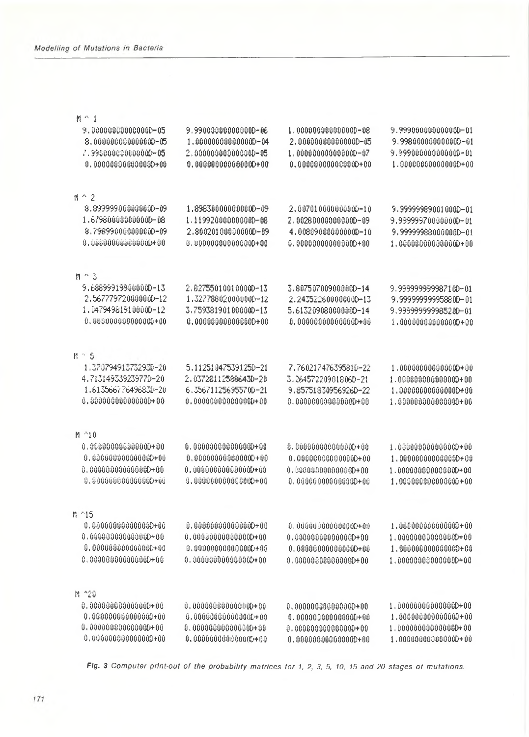M ^ 1

```
9.00000000000000D-05   9.99000000000000D-06   1.00000000000000D-08   9.99900000000000D-01
8.00000000000000D-05   1.00000000000000D-04   2.00000000000000D-05   9.99800000000000D-01
7.99000000000000D-05   2.00000000000000D-05   1.00000000000000D-07   9.99900000000000D-01
0.00000000000000D+00   0.00000000000000D+00   0.00000000000000D+00   1.00000000000000D+00
```

M ^ 2

```
8.89999900000000D-09   1.89830000000000D-09   2.00701000000000D-10   9.99999989001000D-01
1.67980000000000D-08   1.11992000000000D-08   2.00280000000000D-09   9.99999970000000D-01
8.79899000000000D-09   2.80020100000000D-09   4.00809000000000D-10   9.99999988000000D-01
0.00000000000000D+00   0.00000000000000D+00   0.00000000000000D+00   1.00000000000000D+00
```

M ^ 3

```
9.68899919900000D-13   2.82755010010000D-13   3.80750700900000D-14   9.99999999998710D-01
2.56777972000000D-12   1.32778802000000D-12   2.24352260000000D-13   9.99999999995880D-01
1.04794981910000D-12   3.75938190100000D-13   5.61320908000000D-14   9.99999999998520D-01
0.00000000000000D+00   0.00000000000000D+00   0.00000000000000D+00   1.00000000000000D+00
```

M ^ 5

```
1.37079491373293D-20   5.11251047539125D-21   7.76021747639581D-22   1.00000000000000D+00
4.71314933923977D-20   2.03728112588643D-20   3.26457220901806D-21   1.00000000000000D+00
1.61356677649683D-20   6.35671125695570D-21   9.85751830956926D-22   1.00000000000000D+00
0.00000000000000D+00   0.00000000000000D+00   0.00000000000000D+00   1.00000000000000D+00
```

M ^10

```
0.00000000000000D+00   0.00000000000000D+00   0.00000000000000D+00   1.00000000000000D+00
0.00000000000000D+00   0.00000000000000D+00   0.00000000000000D+00   1.00000000000000D+00
0.00000000000000D+00   0.00000000000000D+00   0.00000000000000D+00   1.00000000000000D+00
0.00000000000000D+00   0.00000000000000D+00   0.00000000000000D+00   1.00000000000000D+00
```

M ^15

```
0.00000000000000D+00   0.00000000000000D+00   0.00000000000000D+00   1.00000000000000D+00
0.00000000000000D+00   0.00000000000000D+00   0.00000000000000D+00   1.00000000000000D+00
0.00000000000000D+00   0.00000000000000D+00   0.00000000000000D+00   1.00000000000000D+00
0.00000000000000D+00   0.00000000000000D+00   0.00000000000000D+00   1.00000000000000D+00
```

M ^20

```
0.00000000000000D+00   0.00000000000000D+00   0.00000000000000D+00   1.00000000000000D+00
0.00000000000000D+00   0.00000000000000D+00   0.00000000000000D+00   1.00000000000000D+00
0.00000000000000D+00   0.00000000000000D+00   0.00000000000000D+00   1.00000000000000D+00
0.00000000000000D+00   0.00000000000000D+00   0.00000000000000D+00   1.00000000000000D+00
```

**Fig. 3** *Computer print-out of the probability matrices for 1, 2, 3, 5, 10, 15 and 20 stages of mutations.*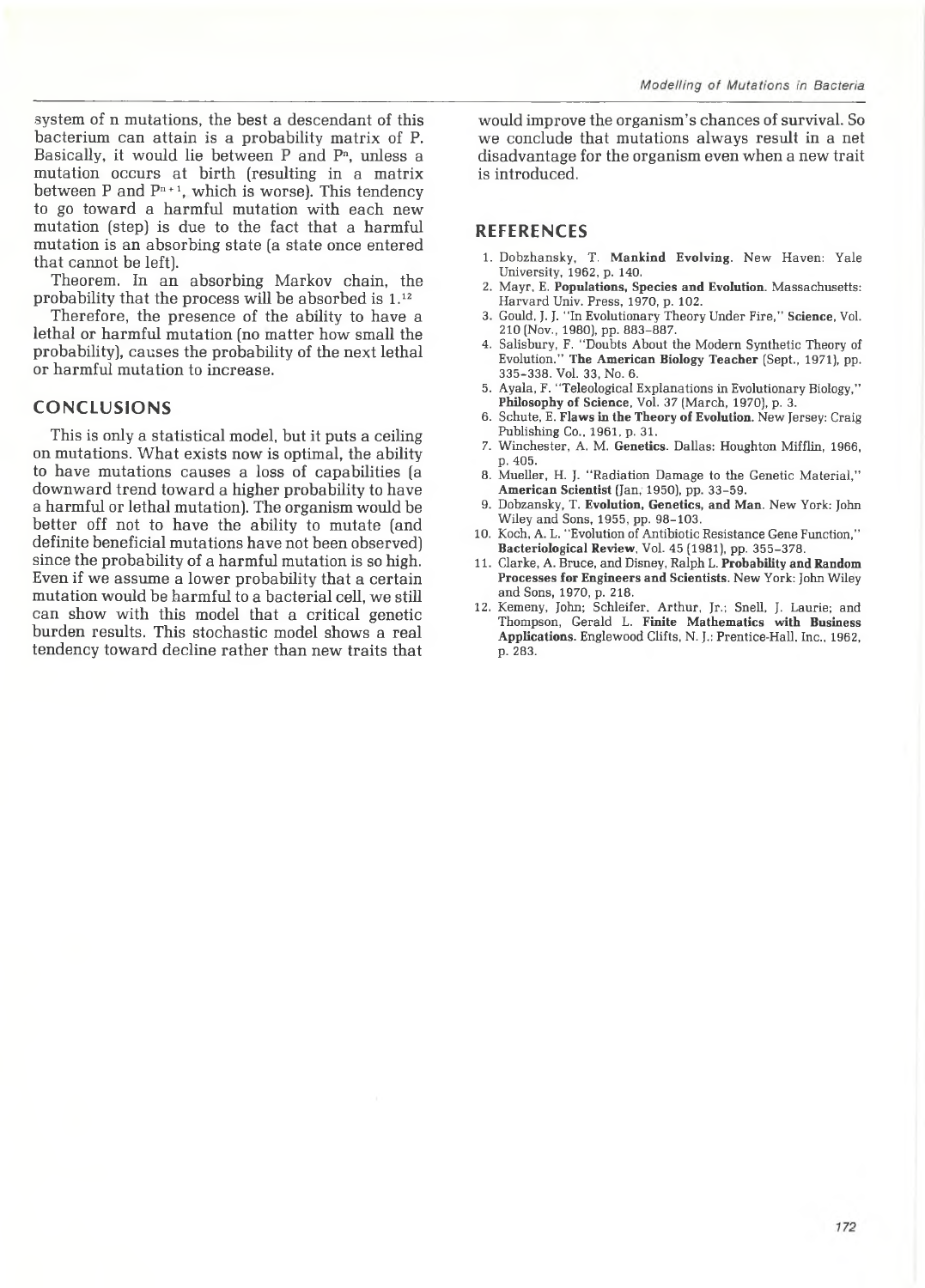system of n mutations, the best a descendant of this bacterium can attain is a probability matrix of P. Basically, it would lie between P and $P^n$, unless a mutation occurs at birth (resulting in a matrix between P and $P^{n+1}$, which is worse). This tendency to go toward a harmful mutation with each new mutation (step) is due to the fact that a harmful mutation is an absorbing state (a state once entered that cannot be left).

Theorem. In an absorbing Markov chain, the probability that the process will be absorbed is 1.[12]

Therefore, the presence of the ability to have a lethal or harmful mutation (no matter how small the probability), causes the probability of the next lethal or harmful mutation to increase.

## CONCLUSIONS

This is only a statistical model, but it puts a ceiling on mutations. What exists now is optimal, the ability to have mutations causes a loss of capabilities (a downward trend toward a higher probability to have a harmful or lethal mutation). The organism would be better off not to have the ability to mutate (and definite beneficial mutations have not been observed) since the probability of a harmful mutation is so high. Even if we assume a lower probability that a certain mutation would be harmful to a bacterial cell, we still can show with this model that a critical genetic burden results. This stochastic model shows a real tendency toward decline rather than new traits that would improve the organism's chances of survival. So we conclude that mutations always result in a net disadvantage for the organism even when a new trait is introduced.

## REFERENCES

1. Dobzhansky, T. **Mankind Evolving**. New Haven: Yale University, 1962, p. 140.
2. Mayr, E. **Populations, Species and Evolution**. Massachusetts: Harvard Univ. Press, 1970, p. 102.
3. Gould, J. J. "In Evolutionary Theory Under Fire," **Science**, Vol. 210 (Nov., 1980), pp. 883–887.
4. Salisbury, F. "Doubts About the Modern Synthetic Theory of Evolution." **The American Biology Teacher** (Sept., 1971), pp. 335–338. Vol. 33, No. 6.
5. Ayala, F. "Teleological Explanations in Evolutionary Biology," **Philosophy of Science**, Vol. 37 (March, 1970), p. 3.
6. Schute, E. **Flaws in the Theory of Evolution**. New Jersey: Craig Publishing Co., 1961, p. 31.
7. Winchester, A. M. **Genetics**. Dallas: Houghton Mifflin, 1966, p. 405.
8. Mueller, H. J. "Radiation Damage to the Genetic Material," **American Scientist** (Jan, 1950), pp. 33–59.
9. Dobzansky, T. **Evolution, Genetics, and Man**. New York: John Wiley and Sons, 1955, pp. 98–103.
10. Koch, A. L. "Evolution of Antibiotic Resistance Gene Function," **Bacteriological Review**, Vol. 45 (1981), pp. 355–378.
11. Clarke, A. Bruce, and Disney, Ralph L. **Probability and Random Processes for Engineers and Scientists**. New York: John Wiley and Sons, 1970, p. 218.
12. Kemeny, John; Schleifer, Arthur, Jr.; Snell, J. Laurie; and Thompson, Gerald L. **Finite Mathematics with Business Applications**. Englewood Clifts, N. J.: Prentice-Hall, Inc., 1962, p. 283.